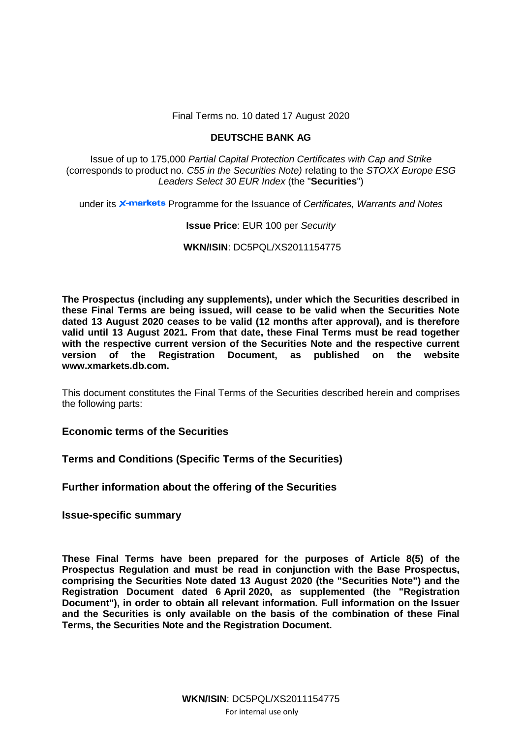Final Terms no. 10 dated 17 August 2020

**DEUTSCHE BANK AG**

Issue of up to 175,000 *Partial Capital Protection Certificates with Cap and Strike* (corresponds to product no. *C55 in the Securities Note)* relating to the *STOXX Europe ESG Leaders Select 30 EUR Index* (the "**Securities**")

under its X-markets Programme for the Issuance of *Certificates, Warrants and Notes*

**Issue Price**: EUR 100 per *Security*

**WKN/ISIN**: DC5PQL/XS2011154775

**The Prospectus (including any supplements), under which the Securities described in these Final Terms are being issued, will cease to be valid when the Securities Note dated 13 August 2020 ceases to be valid (12 months after approval), and is therefore valid until 13 August 2021. From that date, these Final Terms must be read together with the respective current version of the Securities Note and the respective current version of the Registration Document, as published on the website www.xmarkets.db.com.**

This document constitutes the Final Terms of the Securities described herein and comprises the following parts:

**Economic terms of the Securities**

**Terms and Conditions (Specific Terms of the Securities)**

**Further information about the offering of the Securities**

**Issue-specific summary**

**These Final Terms have been prepared for the purposes of Article 8(5) of the Prospectus Regulation and must be read in conjunction with the Base Prospectus, comprising the Securities Note dated 13 August 2020 (the "Securities Note") and the Registration Document dated 6 April 2020, as supplemented (the "Registration Document"), in order to obtain all relevant information. Full information on the Issuer and the Securities is only available on the basis of the combination of these Final Terms, the Securities Note and the Registration Document.**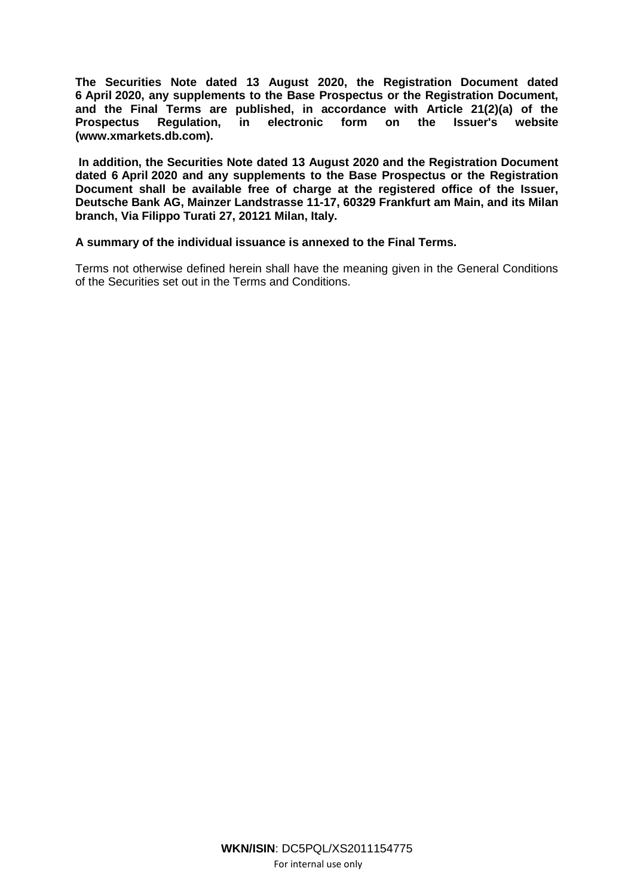**The Securities Note dated 13 August 2020, the Registration Document dated 6 April 2020, any supplements to the Base Prospectus or the Registration Document, and the Final Terms are published, in accordance with Article 21(2)(a) of the Prospectus Regulation, in electronic form on the Issuer's website (www.xmarkets.db.com).**

**In addition, the Securities Note dated 13 August 2020 and the Registration Document dated 6 April 2020 and any supplements to the Base Prospectus or the Registration Document shall be available free of charge at the registered office of the Issuer, Deutsche Bank AG, Mainzer Landstrasse 11-17, 60329 Frankfurt am Main, and its Milan branch, Via Filippo Turati 27, 20121 Milan, Italy.**

**A summary of the individual issuance is annexed to the Final Terms.**

Terms not otherwise defined herein shall have the meaning given in the General Conditions of the Securities set out in the Terms and Conditions.

**WKN/ISIN**: DC5PQL/XS2011154775

For internal use only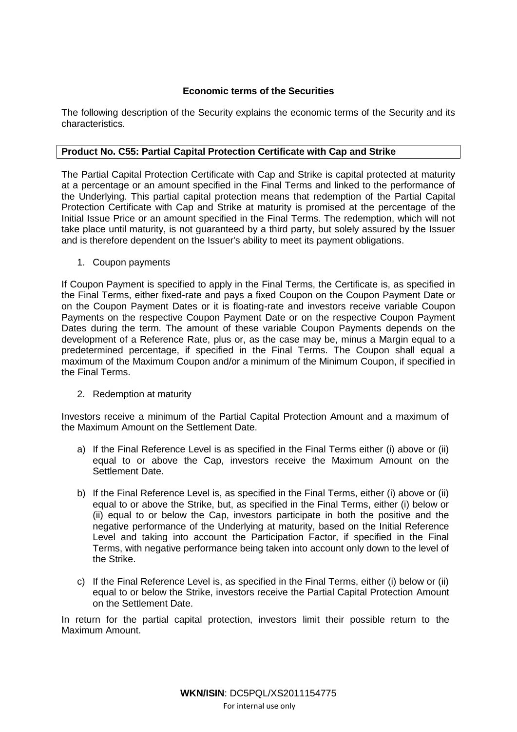## Economic terms of the Securities

The following description of the Security explains the economic terms of the Security and its characteristics.

**Product No. C55: Partial Capital Protection Certificate with Cap and Strike**

The Partial Capital Protection Certificate with Cap and Strike is capital protected at maturity at a percentage or an amount specified in the Final Terms and linked to the performance of the Underlying. This partial capital protection means that redemption of the Partial Capital Protection Certificate with Cap and Strike at maturity is promised at the percentage of the Initial Issue Price or an amount specified in the Final Terms. The redemption, which will not take place until maturity, is not guaranteed by a third party, but solely assured by the Issuer and is therefore dependent on the Issuer's ability to meet its payment obligations.

1. Coupon payments

If Coupon Payment is specified to apply in the Final Terms, the Certificate is, as specified in the Final Terms, either fixed-rate and pays a fixed Coupon on the Coupon Payment Date or on the Coupon Payment Dates or it is floating-rate and investors receive variable Coupon Payments on the respective Coupon Payment Date or on the respective Coupon Payment Dates during the term. The amount of these variable Coupon Payments depends on the development of a Reference Rate, plus or, as the case may be, minus a Margin equal to a predetermined percentage, if specified in the Final Terms. The Coupon shall equal a maximum of the Maximum Coupon and/or a minimum of the Minimum Coupon, if specified in the Final Terms.

2. Redemption at maturity

Investors receive a minimum of the Partial Capital Protection Amount and a maximum of the Maximum Amount on the Settlement Date.

a) If the Final Reference Level is as specified in the Final Terms either (i) above or (ii) equal to or above the Cap, investors receive the Maximum Amount on the Settlement Date.

b) If the Final Reference Level is, as specified in the Final Terms, either (i) above or (ii) equal to or above the Strike, but, as specified in the Final Terms, either (i) below or (ii) equal to or below the Cap, investors participate in both the positive and the negative performance of the Underlying at maturity, based on the Initial Reference Level and taking into account the Participation Factor, if specified in the Final Terms, with negative performance being taken into account only down to the level of the Strike.

c) If the Final Reference Level is, as specified in the Final Terms, either (i) below or (ii) equal to or below the Strike, investors receive the Partial Capital Protection Amount on the Settlement Date.

In return for the partial capital protection, investors limit their possible return to the Maximum Amount.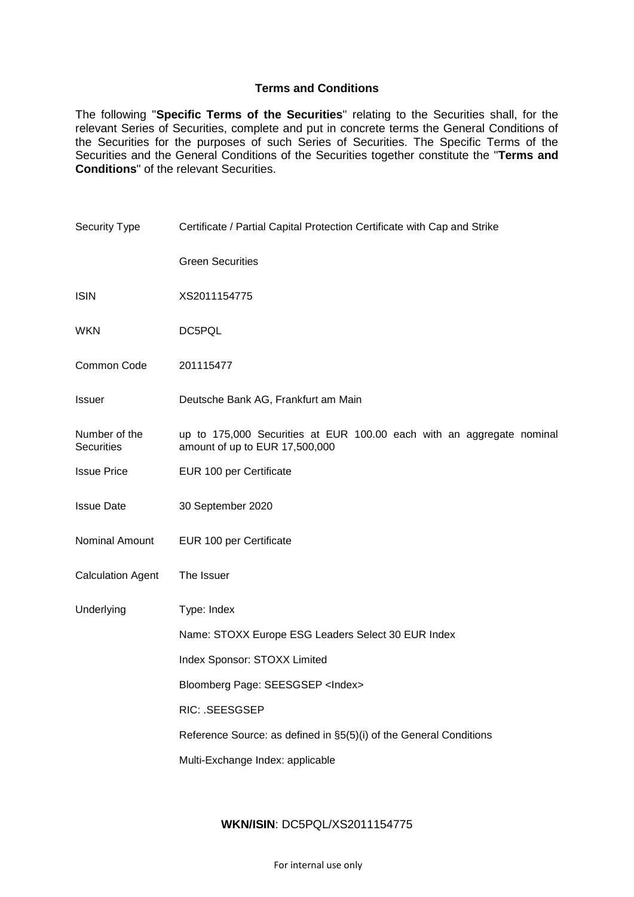## Terms and Conditions

The following "**Specific Terms of the Securities**" relating to the Securities shall, for the relevant Series of Securities, complete and put in concrete terms the General Conditions of the Securities for the purposes of such Series of Securities. The Specific Terms of the Securities and the General Conditions of the Securities together constitute the "**Terms and Conditions**" of the relevant Securities.

| | |
|---|---|
| Security Type | Certificate / Partial Capital Protection Certificate with Cap and Strike<br><br>Green Securities |
| ISIN | XS2011154775 |
| WKN | DC5PQL |
| Common Code | 201115477 |
| Issuer | Deutsche Bank AG, Frankfurt am Main |
| Number of the Securities | up to 175,000 Securities at EUR 100.00 each with an aggregate nominal amount of up to EUR 17,500,000 |
| Issue Price | EUR 100 per Certificate |
| Issue Date | 30 September 2020 |
| Nominal Amount | EUR 100 per Certificate |
| Calculation Agent | The Issuer |
| Underlying | Type: Index<br><br>Name: STOXX Europe ESG Leaders Select 30 EUR Index<br><br>Index Sponsor: STOXX Limited<br><br>Bloomberg Page: SEESGSEP <Index><br><br>RIC: .SEESGSEP<br><br>Reference Source: as defined in §5(5)(i) of the General Conditions<br><br>Multi-Exchange Index: applicable |

**WKN/ISIN**: DC5PQL/XS2011154775

For internal use only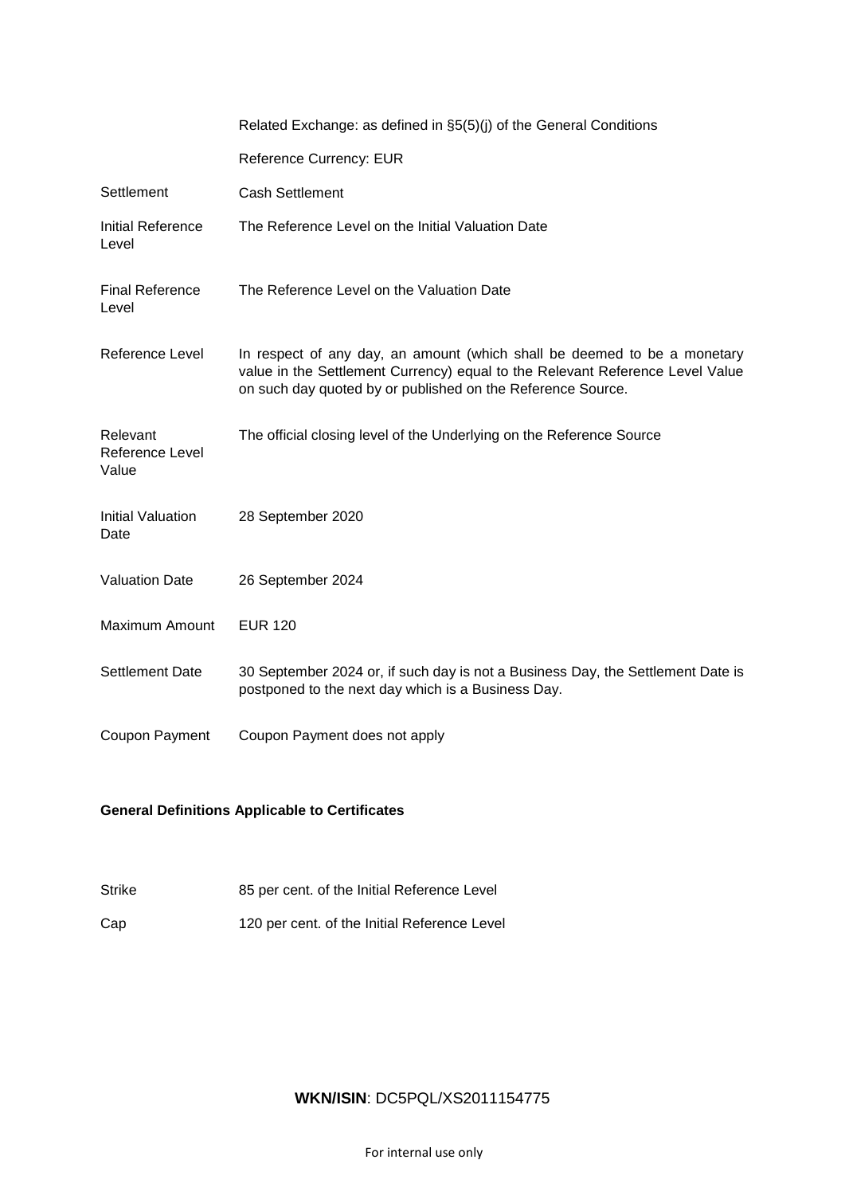| | |
|---|---|
| | Related Exchange: as defined in §5(5)(j) of the General Conditions |
| | Reference Currency: EUR |
| Settlement | Cash Settlement |
| Initial Reference Level | The Reference Level on the Initial Valuation Date |
| Final Reference Level | The Reference Level on the Valuation Date |
| Reference Level | In respect of any day, an amount (which shall be deemed to be a monetary value in the Settlement Currency) equal to the Relevant Reference Level Value on such day quoted by or published on the Reference Source. |
| Relevant Reference Level Value | The official closing level of the Underlying on the Reference Source |
| Initial Valuation Date | 28 September 2020 |
| Valuation Date | 26 September 2024 |
| Maximum Amount | EUR 120 |
| Settlement Date | 30 September 2024 or, if such day is not a Business Day, the Settlement Date is postponed to the next day which is a Business Day. |
| Coupon Payment | Coupon Payment does not apply |

**General Definitions Applicable to Certificates**

| | |
|---|---|
| Strike | 85 per cent. of the Initial Reference Level |
| Cap | 120 per cent. of the Initial Reference Level |

**WKN/ISIN**: DC5PQL/XS2011154775

For internal use only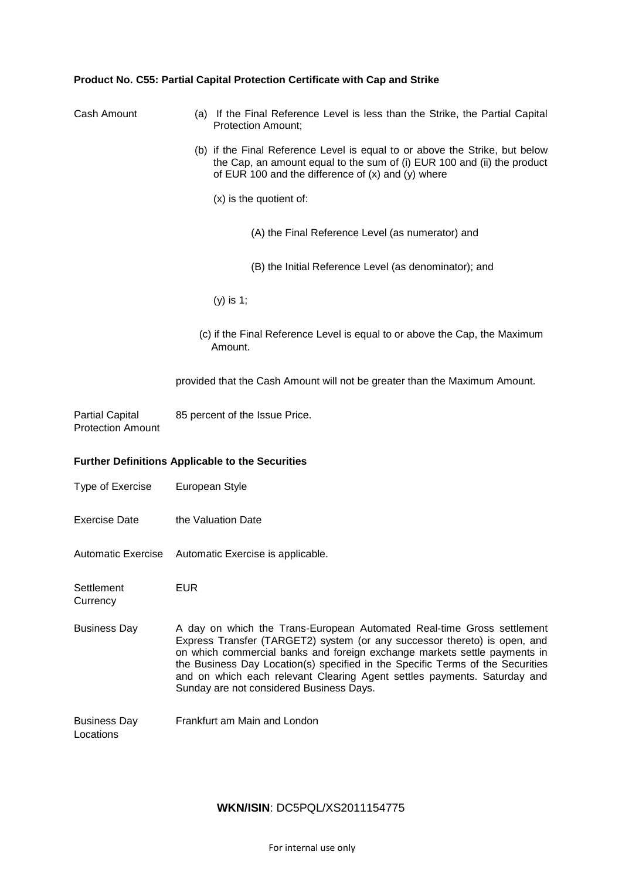**Product No. C55: Partial Capital Protection Certificate with Cap and Strike**

| | |
|---|---|
| Cash Amount | (a) If the Final Reference Level is less than the Strike, the Partial Capital Protection Amount;<br><br>(b) if the Final Reference Level is equal to or above the Strike, but below the Cap, an amount equal to the sum of (i) EUR 100 and (ii) the product of EUR 100 and the difference of (x) and (y) where<br><br>(x) is the quotient of:<br><br>(A) the Final Reference Level (as numerator) and<br><br>(B) the Initial Reference Level (as denominator); and<br><br>(y) is 1;<br><br>(c) if the Final Reference Level is equal to or above the Cap, the Maximum Amount.<br><br>provided that the Cash Amount will not be greater than the Maximum Amount. |
| Partial Capital Protection Amount | 85 percent of the Issue Price. |

**Further Definitions Applicable to the Securities**

| | |
|---|---|
| Type of Exercise | European Style |
| Exercise Date | the Valuation Date |
| Automatic Exercise | Automatic Exercise is applicable. |
| Settlement Currency | EUR |
| Business Day | A day on which the Trans-European Automated Real-time Gross settlement Express Transfer (TARGET2) system (or any successor thereto) is open, and on which commercial banks and foreign exchange markets settle payments in the Business Day Location(s) specified in the Specific Terms of the Securities and on which each relevant Clearing Agent settles payments. Saturday and Sunday are not considered Business Days. |
| Business Day Locations | Frankfurt am Main and London |

**WKN/ISIN**: DC5PQL/XS2011154775

For internal use only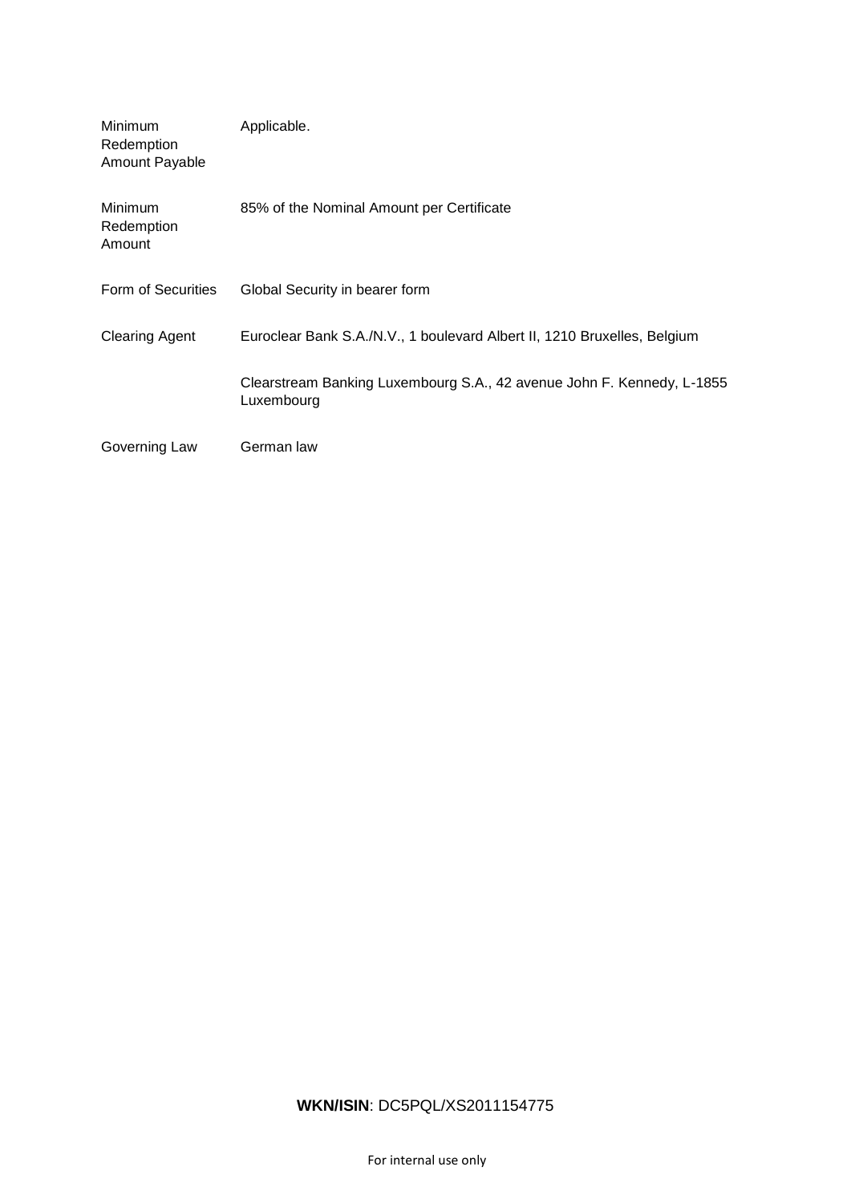| | |
|---|---|
| Minimum Redemption Amount Payable | Applicable. |
| Minimum Redemption Amount | 85% of the Nominal Amount per Certificate |
| Form of Securities | Global Security in bearer form |
| Clearing Agent | Euroclear Bank S.A./N.V., 1 boulevard Albert II, 1210 Bruxelles, Belgium |
| | Clearstream Banking Luxembourg S.A., 42 avenue John F. Kennedy, L-1855 Luxembourg |
| Governing Law | German law |

**WKN/ISIN**: DC5PQL/XS2011154775

For internal use only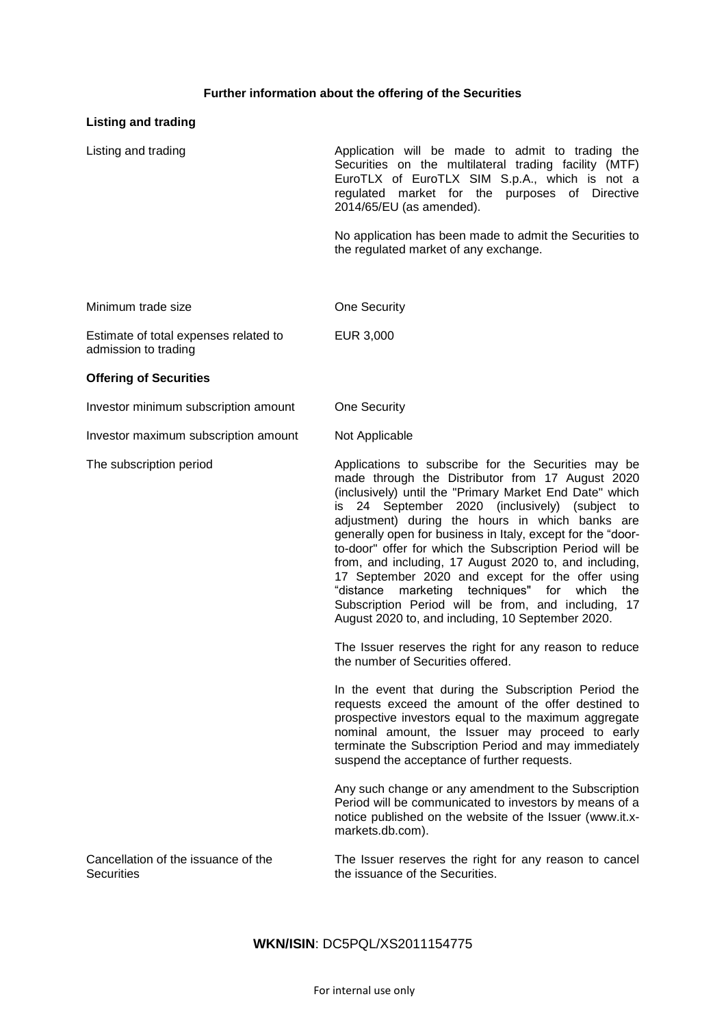**Further information about the offering of the Securities**

**Listing and trading**

| | |
|---|---|
| Listing and trading | Application will be made to admit to trading the Securities on the multilateral trading facility (MTF) EuroTLX of EuroTLX SIM S.p.A., which is not a regulated market for the purposes of Directive 2014/65/EU (as amended).<br><br>No application has been made to admit the Securities to the regulated market of any exchange. |
| Minimum trade size | One Security |
| Estimate of total expenses related to admission to trading | EUR 3,000 |

**Offering of Securities**

| | |
|---|---|
| Investor minimum subscription amount | One Security |
| Investor maximum subscription amount | Not Applicable |
| The subscription period | Applications to subscribe for the Securities may be made through the Distributor from 17 August 2020 (inclusively) until the "Primary Market End Date" which is 24 September 2020 (inclusively) (subject to adjustment) during the hours in which banks are generally open for business in Italy, except for the "door-to-door" offer for which the Subscription Period will be from, and including, 17 August 2020 to, and including, 17 September 2020 and except for the offer using "distance marketing techniques" for which the Subscription Period will be from, and including, 17 August 2020 to, and including, 10 September 2020.<br><br>The Issuer reserves the right for any reason to reduce the number of Securities offered.<br><br>In the event that during the Subscription Period the requests exceed the amount of the offer destined to prospective investors equal to the maximum aggregate nominal amount, the Issuer may proceed to early terminate the Subscription Period and may immediately suspend the acceptance of further requests.<br><br>Any such change or any amendment to the Subscription Period will be communicated to investors by means of a notice published on the website of the Issuer (www.it.x-markets.db.com). |
| Cancellation of the issuance of the Securities | The Issuer reserves the right for any reason to cancel the issuance of the Securities. |

**WKN/ISIN**: DC5PQL/XS2011154775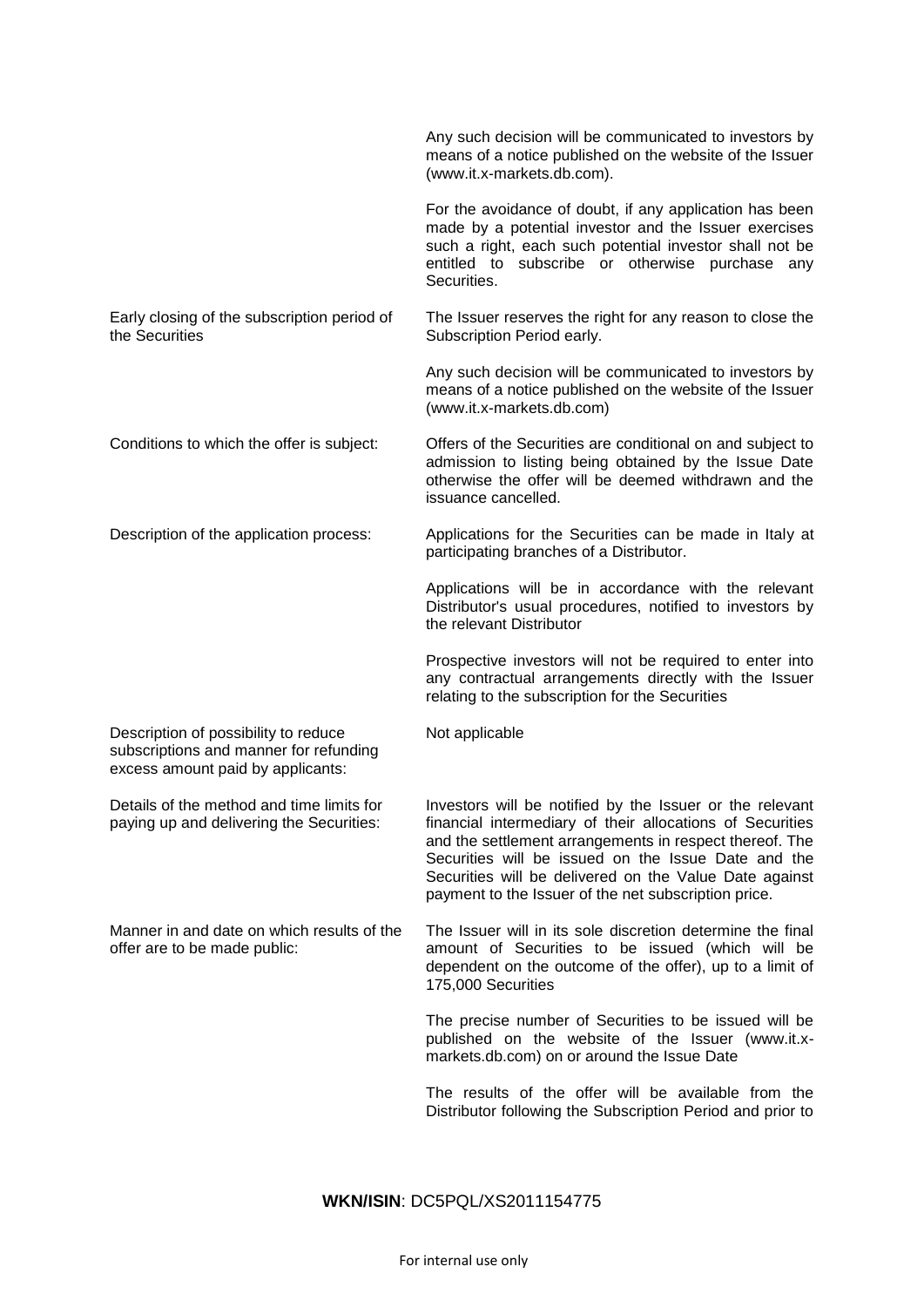| | |
|---|---|
| | Any such decision will be communicated to investors by means of a notice published on the website of the Issuer (www.it.x-markets.db.com).<br><br>For the avoidance of doubt, if any application has been made by a potential investor and the Issuer exercises such a right, each such potential investor shall not be entitled to subscribe or otherwise purchase any Securities. |
| Early closing of the subscription period of the Securities | The Issuer reserves the right for any reason to close the Subscription Period early.<br><br>Any such decision will be communicated to investors by means of a notice published on the website of the Issuer (www.it.x-markets.db.com) |
| Conditions to which the offer is subject: | Offers of the Securities are conditional on and subject to admission to listing being obtained by the Issue Date otherwise the offer will be deemed withdrawn and the issuance cancelled. |
| Description of the application process: | Applications for the Securities can be made in Italy at participating branches of a Distributor.<br><br>Applications will be in accordance with the relevant Distributor's usual procedures, notified to investors by the relevant Distributor<br><br>Prospective investors will not be required to enter into any contractual arrangements directly with the Issuer relating to the subscription for the Securities |
| Description of possibility to reduce subscriptions and manner for refunding excess amount paid by applicants: | Not applicable |
| Details of the method and time limits for paying up and delivering the Securities: | Investors will be notified by the Issuer or the relevant financial intermediary of their allocations of Securities and the settlement arrangements in respect thereof. The Securities will be issued on the Issue Date and the Securities will be delivered on the Value Date against payment to the Issuer of the net subscription price. |
| Manner in and date on which results of the offer are to be made public: | The Issuer will in its sole discretion determine the final amount of Securities to be issued (which will be dependent on the outcome of the offer), up to a limit of 175,000 Securities<br><br>The precise number of Securities to be issued will be published on the website of the Issuer (www.it.x-markets.db.com) on or around the Issue Date<br><br>The results of the offer will be available from the Distributor following the Subscription Period and prior to |

**WKN/ISIN**: DC5PQL/XS2011154775

For internal use only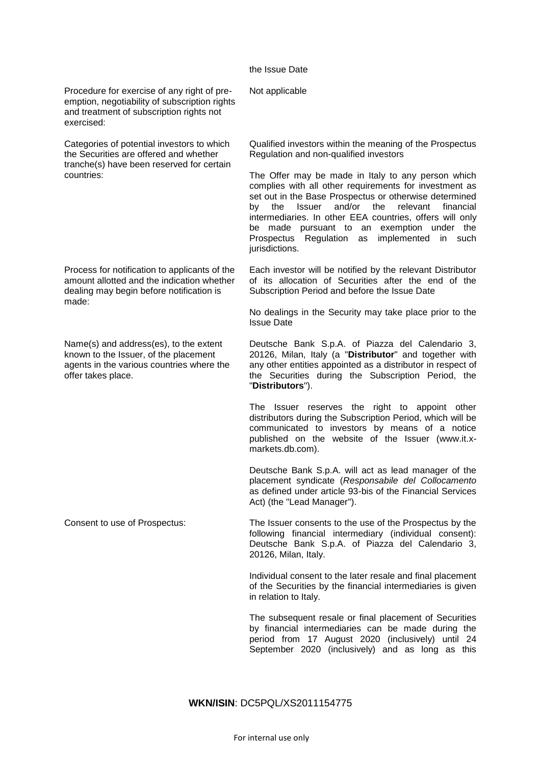| | |
|---|---|
| | the Issue Date |
| Procedure for exercise of any right of pre-emption, negotiability of subscription rights and treatment of subscription rights not exercised: | Not applicable |
| Categories of potential investors to which the Securities are offered and whether tranche(s) have been reserved for certain countries: | Qualified investors within the meaning of the Prospectus Regulation and non-qualified investors<br><br>The Offer may be made in Italy to any person which complies with all other requirements for investment as set out in the Base Prospectus or otherwise determined by the Issuer and/or the relevant financial intermediaries. In other EEA countries, offers will only be made pursuant to an exemption under the Prospectus Regulation as implemented in such jurisdictions. |
| Process for notification to applicants of the amount allotted and the indication whether dealing may begin before notification is made: | Each investor will be notified by the relevant Distributor of its allocation of Securities after the end of the Subscription Period and before the Issue Date<br><br>No dealings in the Security may take place prior to the Issue Date |
| Name(s) and address(es), to the extent known to the Issuer, of the placement agents in the various countries where the offer takes place. | Deutsche Bank S.p.A. of Piazza del Calendario 3, 20126, Milan, Italy (a "**Distributor**" and together with any other entities appointed as a distributor in respect of the Securities during the Subscription Period, the "**Distributors**").<br><br>The Issuer reserves the right to appoint other distributors during the Subscription Period, which will be communicated to investors by means of a notice published on the website of the Issuer (www.it.x-markets.db.com).<br><br>Deutsche Bank S.p.A. will act as lead manager of the placement syndicate (*Responsabile del Collocamento* as defined under article 93-bis of the Financial Services Act) (the "Lead Manager"). |
| Consent to use of Prospectus: | The Issuer consents to the use of the Prospectus by the following financial intermediary (individual consent): Deutsche Bank S.p.A. of Piazza del Calendario 3, 20126, Milan, Italy.<br><br>Individual consent to the later resale and final placement of the Securities by the financial intermediaries is given in relation to Italy.<br><br>The subsequent resale or final placement of Securities by financial intermediaries can be made during the period from 17 August 2020 (inclusively) until 24 September 2020 (inclusively) and as long as this |

**WKN/ISIN**: DC5PQL/XS2011154775

For internal use only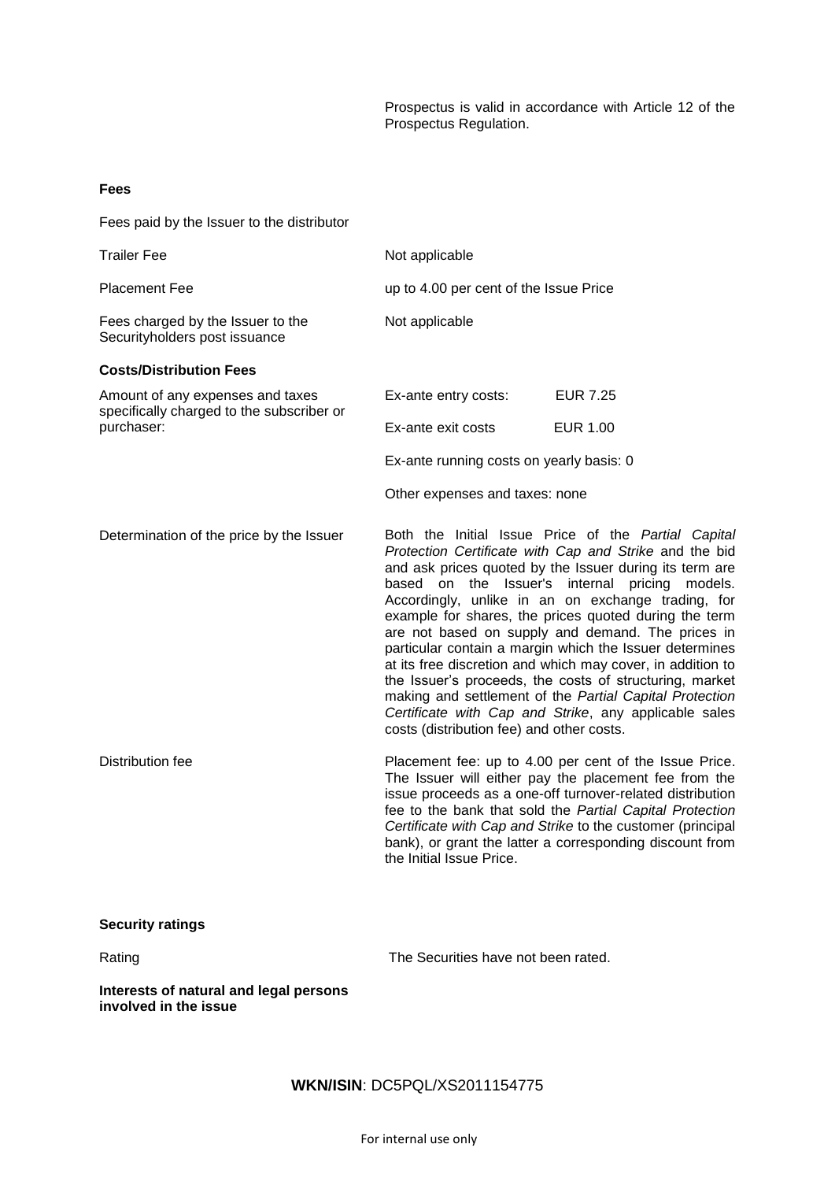Prospectus is valid in accordance with Article 12 of the Prospectus Regulation.

**Fees**

| | |
|---|---|
| Fees paid by the Issuer to the distributor | |
| Trailer Fee | Not applicable |
| Placement Fee | up to 4.00 per cent of the Issue Price |
| Fees charged by the Issuer to the Securityholders post issuance | Not applicable |

**Costs/Distribution Fees**

| | |
|---|---|
| Amount of any expenses and taxes specifically charged to the subscriber or purchaser: | Ex-ante entry costs: EUR 7.25<br>Ex-ante exit costs EUR 1.00<br>Ex-ante running costs on yearly basis: 0<br>Other expenses and taxes: none |
| Determination of the price by the Issuer | Both the Initial Issue Price of the *Partial Capital Protection Certificate with Cap and Strike* and the bid and ask prices quoted by the Issuer during its term are based on the Issuer's internal pricing models. Accordingly, unlike in an on exchange trading, for example for shares, the prices quoted during the term are not based on supply and demand. The prices in particular contain a margin which the Issuer determines at its free discretion and which may cover, in addition to the Issuer's proceeds, the costs of structuring, market making and settlement of the *Partial Capital Protection Certificate with Cap and Strike*, any applicable sales costs (distribution fee) and other costs. |
| Distribution fee | Placement fee: up to 4.00 per cent of the Issue Price. The Issuer will either pay the placement fee from the issue proceeds as a one-off turnover-related distribution fee to the bank that sold the *Partial Capital Protection Certificate with Cap and Strike* to the customer (principal bank), or grant the latter a corresponding discount from the Initial Issue Price. |

**Security ratings**

| | |
|---|---|
| Rating | The Securities have not been rated. |

**Interests of natural and legal persons involved in the issue**

**WKN/ISIN**: DC5PQL/XS2011154775

For internal use only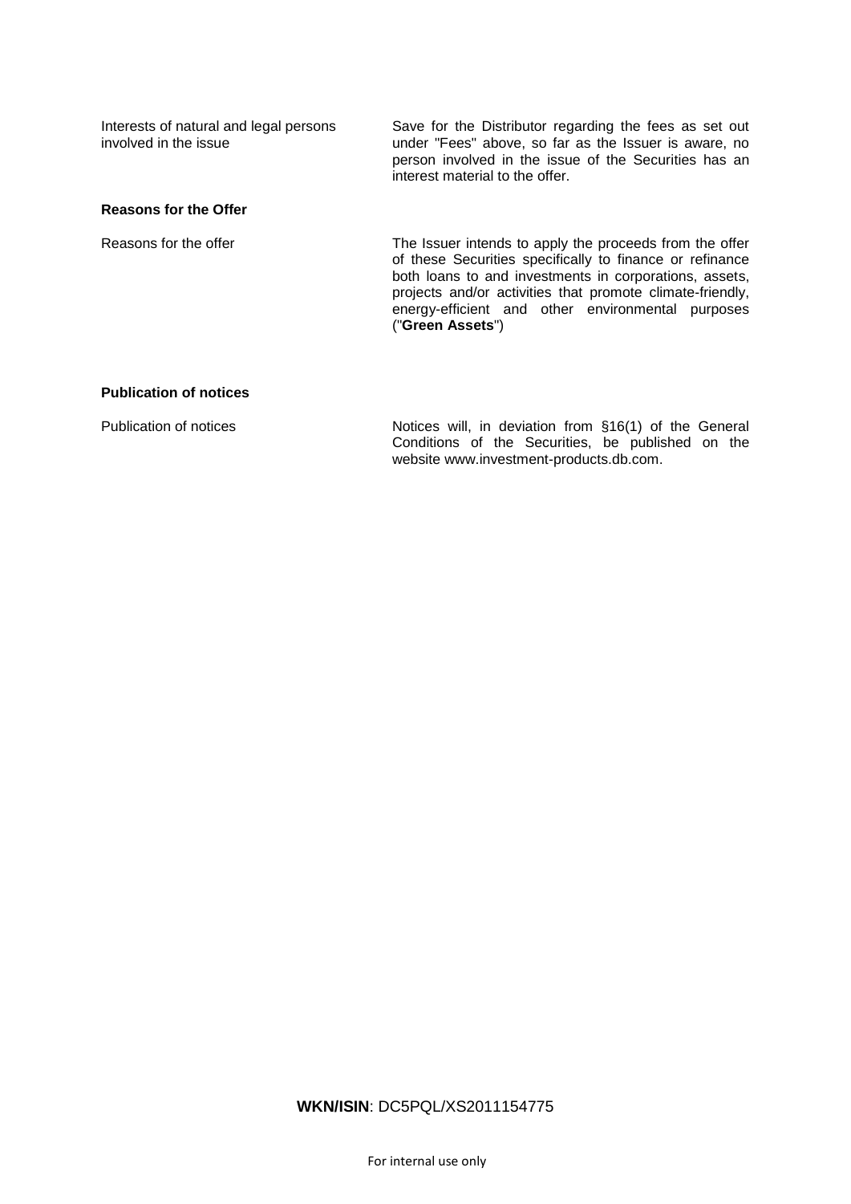| | |
|---|---|
| Interests of natural and legal persons involved in the issue | Save for the Distributor regarding the fees as set out under "Fees" above, so far as the Issuer is aware, no person involved in the issue of the Securities has an interest material to the offer. |

**Reasons for the Offer**

| | |
|---|---|
| Reasons for the offer | The Issuer intends to apply the proceeds from the offer of these Securities specifically to finance or refinance both loans to and investments in corporations, assets, projects and/or activities that promote climate-friendly, energy-efficient and other environmental purposes ("**Green Assets**") |

**Publication of notices**

| | |
|---|---|
| Publication of notices | Notices will, in deviation from §16(1) of the General Conditions of the Securities, be published on the website www.investment-products.db.com. |

**WKN/ISIN**: DC5PQL/XS2011154775

For internal use only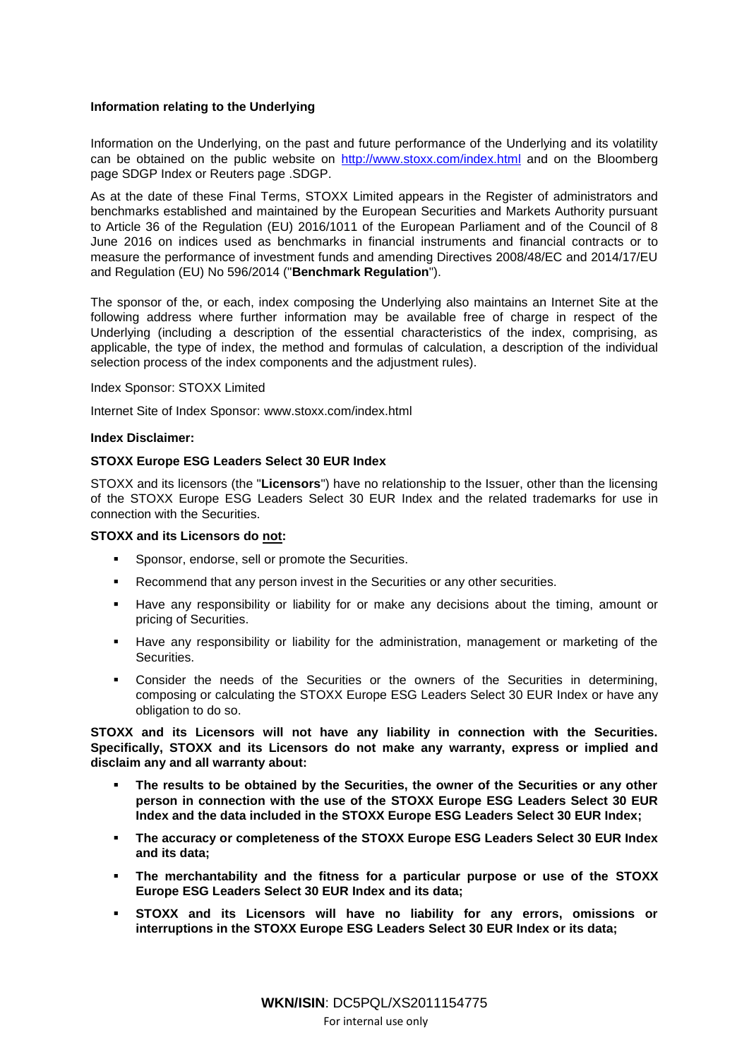**Information relating to the Underlying**

Information on the Underlying, on the past and future performance of the Underlying and its volatility can be obtained on the public website on http://www.stoxx.com/index.html and on the Bloomberg page SDGP Index or Reuters page .SDGP.

As at the date of these Final Terms, STOXX Limited appears in the Register of administrators and benchmarks established and maintained by the European Securities and Markets Authority pursuant to Article 36 of the Regulation (EU) 2016/1011 of the European Parliament and of the Council of 8 June 2016 on indices used as benchmarks in financial instruments and financial contracts or to measure the performance of investment funds and amending Directives 2008/48/EC and 2014/17/EU and Regulation (EU) No 596/2014 ("**Benchmark Regulation**").

The sponsor of the, or each, index composing the Underlying also maintains an Internet Site at the following address where further information may be available free of charge in respect of the Underlying (including a description of the essential characteristics of the index, comprising, as applicable, the type of index, the method and formulas of calculation, a description of the individual selection process of the index components and the adjustment rules).

Index Sponsor: STOXX Limited

Internet Site of Index Sponsor: www.stoxx.com/index.html

**Index Disclaimer:**

**STOXX Europe ESG Leaders Select 30 EUR Index**

STOXX and its licensors (the "**Licensors**") have no relationship to the Issuer, other than the licensing of the STOXX Europe ESG Leaders Select 30 EUR Index and the related trademarks for use in connection with the Securities.

**STOXX and its Licensors do not:**

- Sponsor, endorse, sell or promote the Securities.
- Recommend that any person invest in the Securities or any other securities.
- Have any responsibility or liability for or make any decisions about the timing, amount or pricing of Securities.
- Have any responsibility or liability for the administration, management or marketing of the Securities.
- Consider the needs of the Securities or the owners of the Securities in determining, composing or calculating the STOXX Europe ESG Leaders Select 30 EUR Index or have any obligation to do so.

**STOXX and its Licensors will not have any liability in connection with the Securities. Specifically, STOXX and its Licensors do not make any warranty, express or implied and disclaim any and all warranty about:**

- **The results to be obtained by the Securities, the owner of the Securities or any other person in connection with the use of the STOXX Europe ESG Leaders Select 30 EUR Index and the data included in the STOXX Europe ESG Leaders Select 30 EUR Index;**
- **The accuracy or completeness of the STOXX Europe ESG Leaders Select 30 EUR Index and its data;**
- **The merchantability and the fitness for a particular purpose or use of the STOXX Europe ESG Leaders Select 30 EUR Index and its data;**
- **STOXX and its Licensors will have no liability for any errors, omissions or interruptions in the STOXX Europe ESG Leaders Select 30 EUR Index or its data;**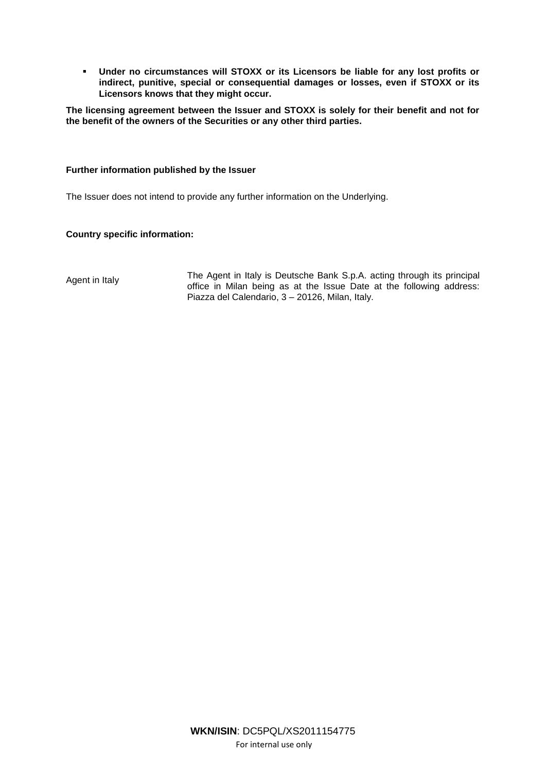- **Under no circumstances will STOXX or its Licensors be liable for any lost profits or indirect, punitive, special or consequential damages or losses, even if STOXX or its Licensors knows that they might occur.**

**The licensing agreement between the Issuer and STOXX is solely for their benefit and not for the benefit of the owners of the Securities or any other third parties.**

**Further information published by the Issuer**

The Issuer does not intend to provide any further information on the Underlying.

**Country specific information:**

| | |
|---|---|
| Agent in Italy | The Agent in Italy is Deutsche Bank S.p.A. acting through its principal office in Milan being as at the Issue Date at the following address: Piazza del Calendario, 3 – 20126, Milan, Italy. |

**WKN/ISIN**: DC5PQL/XS2011154775

For internal use only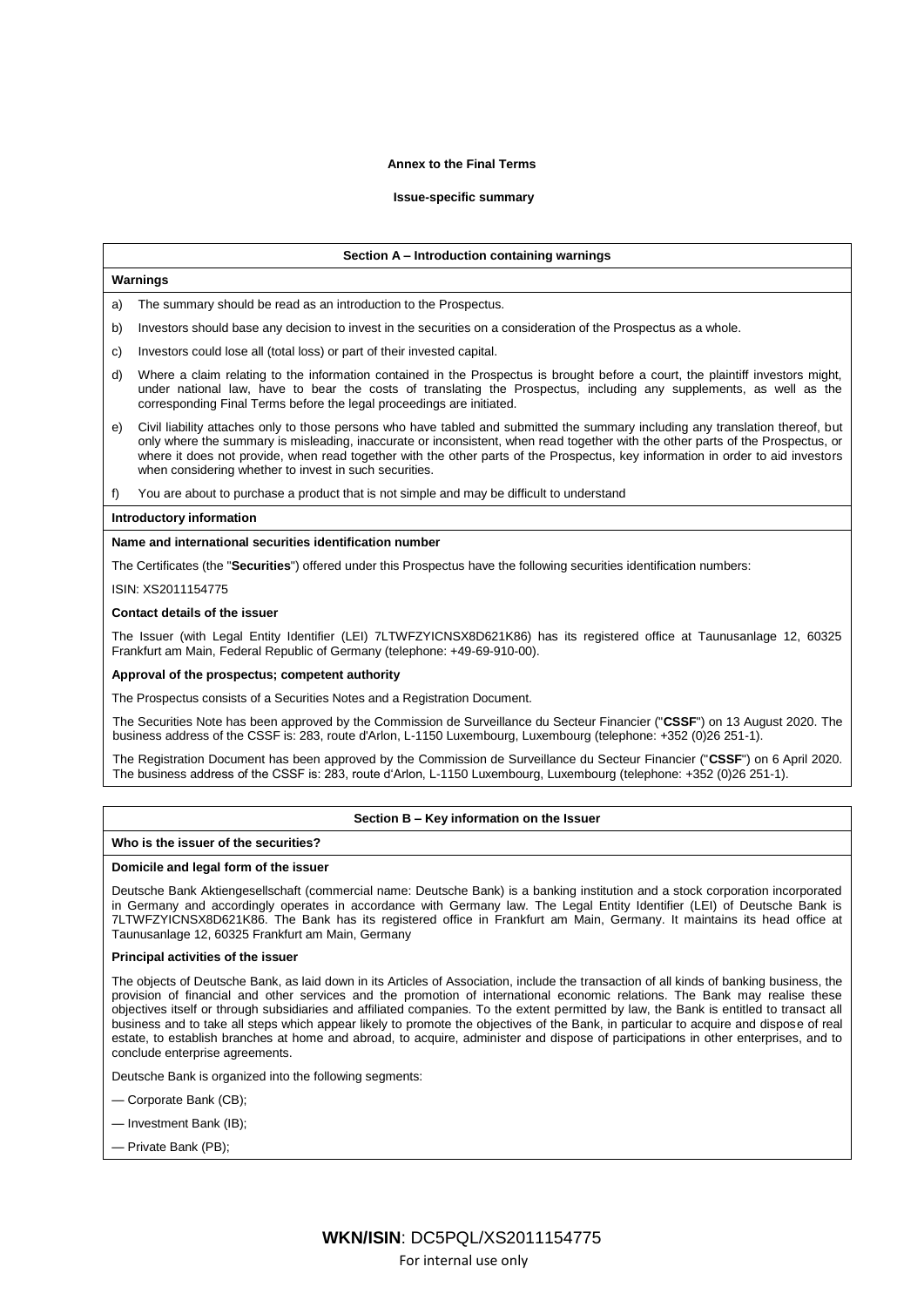**Annex to the Final Terms**

**Issue-specific summary**

## Section A – Introduction containing warnings

**Warnings**

a) The summary should be read as an introduction to the Prospectus.

b) Investors should base any decision to invest in the securities on a consideration of the Prospectus as a whole.

c) Investors could lose all (total loss) or part of their invested capital.

d) Where a claim relating to the information contained in the Prospectus is brought before a court, the plaintiff investors might, under national law, have to bear the costs of translating the Prospectus, including any supplements, as well as the corresponding Final Terms before the legal proceedings are initiated.

e) Civil liability attaches only to those persons who have tabled and submitted the summary including any translation thereof, but only where the summary is misleading, inaccurate or inconsistent, when read together with the other parts of the Prospectus, or where it does not provide, when read together with the other parts of the Prospectus, key information in order to aid investors when considering whether to invest in such securities.

f) You are about to purchase a product that is not simple and may be difficult to understand

**Introductory information**

**Name and international securities identification number**

The Certificates (the "**Securities**") offered under this Prospectus have the following securities identification numbers:

ISIN: XS2011154775

**Contact details of the issuer**

The Issuer (with Legal Entity Identifier (LEI) 7LTWFZYICNSX8D621K86) has its registered office at Taunusanlage 12, 60325 Frankfurt am Main, Federal Republic of Germany (telephone: +49-69-910-00).

**Approval of the prospectus; competent authority**

The Prospectus consists of a Securities Notes and a Registration Document.

The Securities Note has been approved by the Commission de Surveillance du Secteur Financier ("**CSSF**") on 13 August 2020. The business address of the CSSF is: 283, route d'Arlon, L-1150 Luxembourg, Luxembourg (telephone: +352 (0)26 251-1).

The Registration Document has been approved by the Commission de Surveillance du Secteur Financier ("**CSSF**") on 6 April 2020. The business address of the CSSF is: 283, route d'Arlon, L-1150 Luxembourg, Luxembourg (telephone: +352 (0)26 251-1).

## Section B – Key information on the Issuer

**Who is the issuer of the securities?**

**Domicile and legal form of the issuer**

Deutsche Bank Aktiengesellschaft (commercial name: Deutsche Bank) is a banking institution and a stock corporation incorporated in Germany and accordingly operates in accordance with Germany law. The Legal Entity Identifier (LEI) of Deutsche Bank is 7LTWFZYICNSX8D621K86. The Bank has its registered office in Frankfurt am Main, Germany. It maintains its head office at Taunusanlage 12, 60325 Frankfurt am Main, Germany

**Principal activities of the issuer**

The objects of Deutsche Bank, as laid down in its Articles of Association, include the transaction of all kinds of banking business, the provision of financial and other services and the promotion of international economic relations. The Bank may realise these objectives itself or through subsidiaries and affiliated companies. To the extent permitted by law, the Bank is entitled to transact all business and to take all steps which appear likely to promote the objectives of the Bank, in particular to acquire and dispose of real estate, to establish branches at home and abroad, to acquire, administer and dispose of participations in other enterprises, and to conclude enterprise agreements.

Deutsche Bank is organized into the following segments:

— Corporate Bank (CB);

— Investment Bank (IB);

— Private Bank (PB);

**WKN/ISIN**: DC5PQL/XS2011154775

For internal use only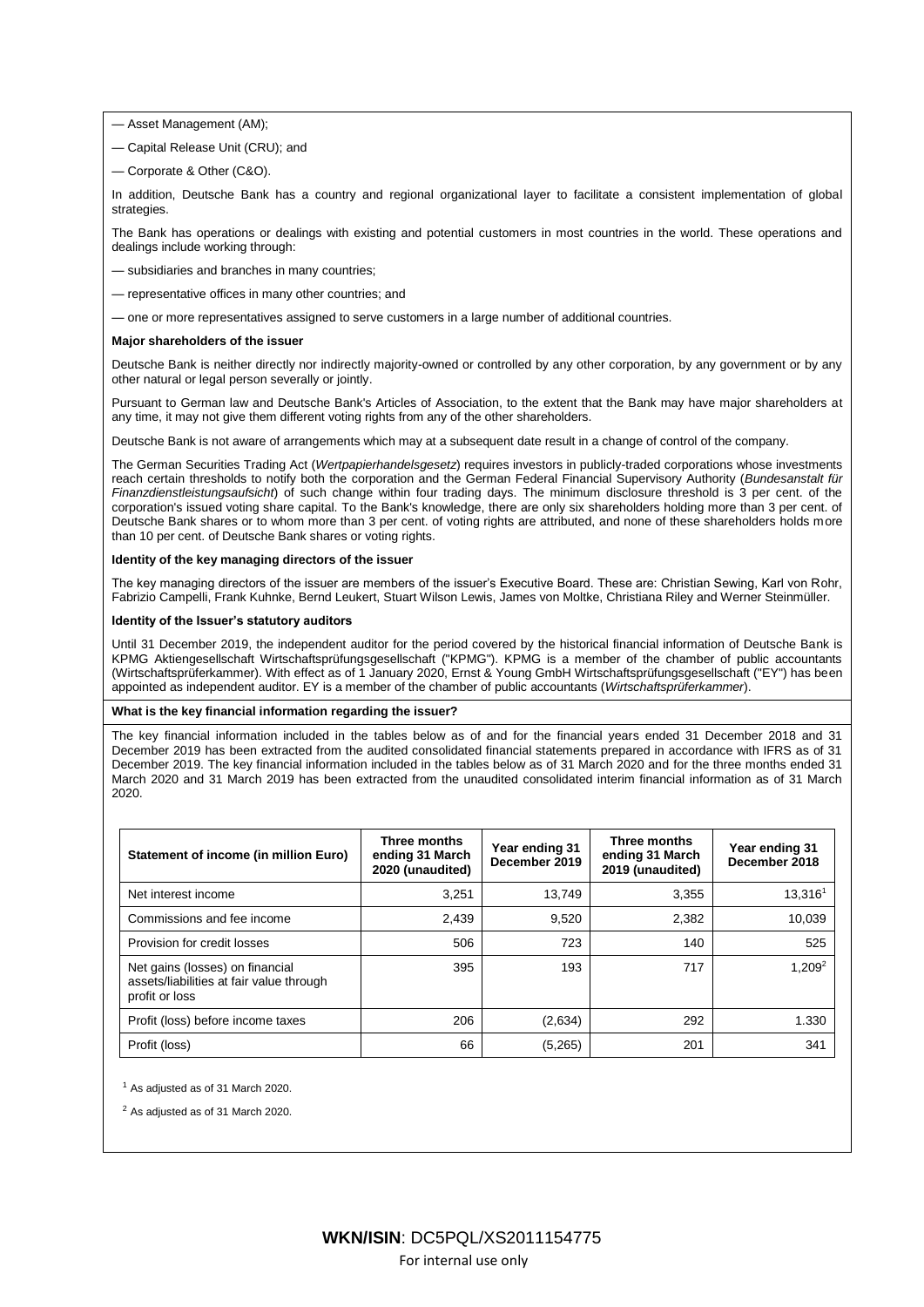— Asset Management (AM);

— Capital Release Unit (CRU); and

— Corporate & Other (C&O).

In addition, Deutsche Bank has a country and regional organizational layer to facilitate a consistent implementation of global strategies.

The Bank has operations or dealings with existing and potential customers in most countries in the world. These operations and dealings include working through:

— subsidiaries and branches in many countries;

— representative offices in many other countries; and

— one or more representatives assigned to serve customers in a large number of additional countries.

**Major shareholders of the issuer**

Deutsche Bank is neither directly nor indirectly majority-owned or controlled by any other corporation, by any government or by any other natural or legal person severally or jointly.

Pursuant to German law and Deutsche Bank's Articles of Association, to the extent that the Bank may have major shareholders at any time, it may not give them different voting rights from any of the other shareholders.

Deutsche Bank is not aware of arrangements which may at a subsequent date result in a change of control of the company.

The German Securities Trading Act (*Wertpapierhandelsgesetz*) requires investors in publicly-traded corporations whose investments reach certain thresholds to notify both the corporation and the German Federal Financial Supervisory Authority (*Bundesanstalt für Finanzdienstleistungsaufsicht*) of such change within four trading days. The minimum disclosure threshold is 3 per cent. of the corporation's issued voting share capital. To the Bank's knowledge, there are only six shareholders holding more than 3 per cent. of Deutsche Bank shares or to whom more than 3 per cent. of voting rights are attributed, and none of these shareholders holds more than 10 per cent. of Deutsche Bank shares or voting rights.

**Identity of the key managing directors of the issuer**

The key managing directors of the issuer are members of the issuer's Executive Board. These are: Christian Sewing, Karl von Rohr, Fabrizio Campelli, Frank Kuhnke, Bernd Leukert, Stuart Wilson Lewis, James von Moltke, Christiana Riley and Werner Steinmüller.

**Identity of the Issuer's statutory auditors**

Until 31 December 2019, the independent auditor for the period covered by the historical financial information of Deutsche Bank is KPMG Aktiengesellschaft Wirtschaftsprüfungsgesellschaft ("KPMG"). KPMG is a member of the chamber of public accountants (Wirtschaftsprüferkammer). With effect as of 1 January 2020, Ernst & Young GmbH Wirtschaftsprüfungsgesellschaft ("EY") has been appointed as independent auditor. EY is a member of the chamber of public accountants (*Wirtschaftsprüferkammer*).

**What is the key financial information regarding the issuer?**

The key financial information included in the tables below as of and for the financial years ended 31 December 2018 and 31 December 2019 has been extracted from the audited consolidated financial statements prepared in accordance with IFRS as of 31 December 2019. The key financial information included in the tables below as of 31 March 2020 and for the three months ended 31 March 2020 and 31 March 2019 has been extracted from the unaudited consolidated interim financial information as of 31 March 2020.

| Statement of income (in million Euro) | Three months ending 31 March 2020 (unaudited) | Year ending 31 December 2019 | Three months ending 31 March 2019 (unaudited) | Year ending 31 December 2018 |
|---|---|---|---|---|
| Net interest income | 3,251 | 13,749 | 3,355 | 13,316[1] |
| Commissions and fee income | 2,439 | 9,520 | 2,382 | 10,039 |
| Provision for credit losses | 506 | 723 | 140 | 525 |
| Net gains (losses) on financial assets/liabilities at fair value through profit or loss | 395 | 193 | 717 | 1,209[2] |
| Profit (loss) before income taxes | 206 | (2,634) | 292 | 1.330 |
| Profit (loss) | 66 | (5,265) | 201 | 341 |

[1] As adjusted as of 31 March 2020.

[2] As adjusted as of 31 March 2020.

**WKN/ISIN**: DC5PQL/XS2011154775

For internal use only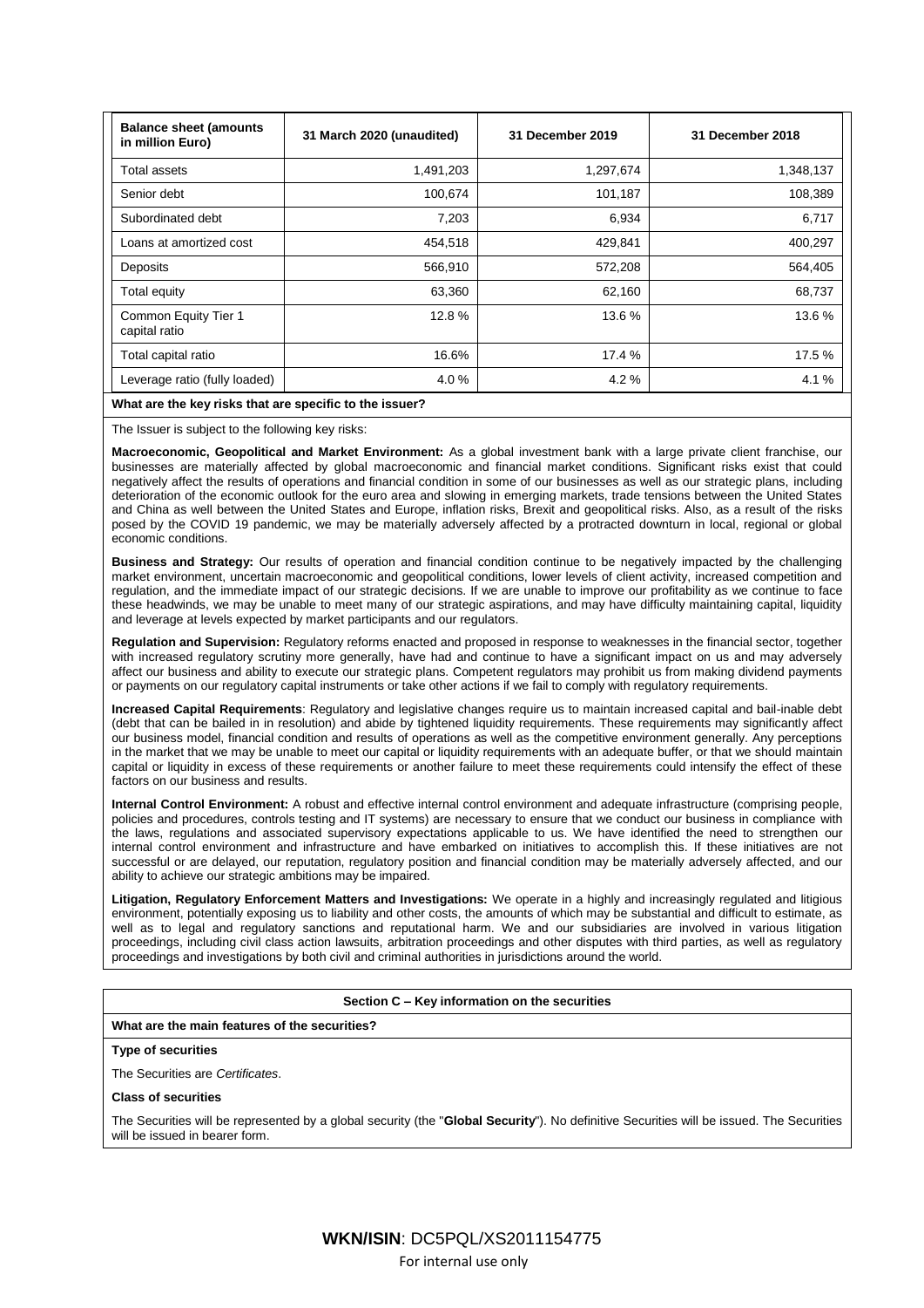| Balance sheet (amounts in million Euro) | 31 March 2020 (unaudited) | 31 December 2019 | 31 December 2018 |
|---|---|---|---|
| Total assets | 1,491,203 | 1,297,674 | 1,348,137 |
| Senior debt | 100,674 | 101,187 | 108,389 |
| Subordinated debt | 7,203 | 6,934 | 6,717 |
| Loans at amortized cost | 454,518 | 429,841 | 400,297 |
| Deposits | 566,910 | 572,208 | 564,405 |
| Total equity | 63,360 | 62,160 | 68,737 |
| Common Equity Tier 1 capital ratio | 12.8 % | 13.6 % | 13.6 % |
| Total capital ratio | 16.6% | 17.4 % | 17.5 % |
| Leverage ratio (fully loaded) | 4.0 % | 4.2 % | 4.1 % |

**What are the key risks that are specific to the issuer?**

The Issuer is subject to the following key risks:

**Macroeconomic, Geopolitical and Market Environment:** As a global investment bank with a large private client franchise, our businesses are materially affected by global macroeconomic and financial market conditions. Significant risks exist that could negatively affect the results of operations and financial condition in some of our businesses as well as our strategic plans, including deterioration of the economic outlook for the euro area and slowing in emerging markets, trade tensions between the United States and China as well between the United States and Europe, inflation risks, Brexit and geopolitical risks. Also, as a result of the risks posed by the COVID 19 pandemic, we may be materially adversely affected by a protracted downturn in local, regional or global economic conditions.

**Business and Strategy:** Our results of operation and financial condition continue to be negatively impacted by the challenging market environment, uncertain macroeconomic and geopolitical conditions, lower levels of client activity, increased competition and regulation, and the immediate impact of our strategic decisions. If we are unable to improve our profitability as we continue to face these headwinds, we may be unable to meet many of our strategic aspirations, and may have difficulty maintaining capital, liquidity and leverage at levels expected by market participants and our regulators.

**Regulation and Supervision:** Regulatory reforms enacted and proposed in response to weaknesses in the financial sector, together with increased regulatory scrutiny more generally, have had and continue to have a significant impact on us and may adversely affect our business and ability to execute our strategic plans. Competent regulators may prohibit us from making dividend payments or payments on our regulatory capital instruments or take other actions if we fail to comply with regulatory requirements.

**Increased Capital Requirements**: Regulatory and legislative changes require us to maintain increased capital and bail-inable debt (debt that can be bailed in in resolution) and abide by tightened liquidity requirements. These requirements may significantly affect our business model, financial condition and results of operations as well as the competitive environment generally. Any perceptions in the market that we may be unable to meet our capital or liquidity requirements with an adequate buffer, or that we should maintain capital or liquidity in excess of these requirements or another failure to meet these requirements could intensify the effect of these factors on our business and results.

**Internal Control Environment:** A robust and effective internal control environment and adequate infrastructure (comprising people, policies and procedures, controls testing and IT systems) are necessary to ensure that we conduct our business in compliance with the laws, regulations and associated supervisory expectations applicable to us. We have identified the need to strengthen our internal control environment and infrastructure and have embarked on initiatives to accomplish this. If these initiatives are not successful or are delayed, our reputation, regulatory position and financial condition may be materially adversely affected, and our ability to achieve our strategic ambitions may be impaired.

**Litigation, Regulatory Enforcement Matters and Investigations:** We operate in a highly and increasingly regulated and litigious environment, potentially exposing us to liability and other costs, the amounts of which may be substantial and difficult to estimate, as well as to legal and regulatory sanctions and reputational harm. We and our subsidiaries are involved in various litigation proceedings, including civil class action lawsuits, arbitration proceedings and other disputes with third parties, as well as regulatory proceedings and investigations by both civil and criminal authorities in jurisdictions around the world.

**Section C – Key information on the securities**

**What are the main features of the securities?**

**Type of securities**

The Securities are *Certificates*.

**Class of securities**

The Securities will be represented by a global security (the "**Global Security**"). No definitive Securities will be issued. The Securities will be issued in bearer form.

**WKN/ISIN**: DC5PQL/XS2011154775

For internal use only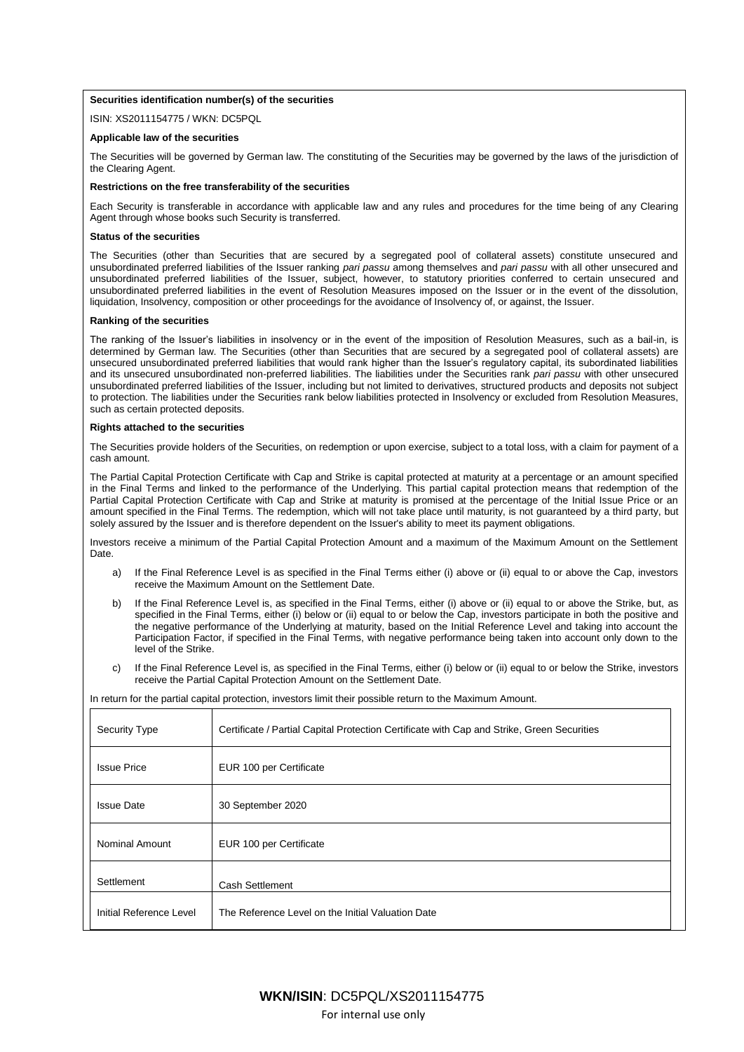**Securities identification number(s) of the securities**

ISIN: XS2011154775 / WKN: DC5PQL

**Applicable law of the securities**

The Securities will be governed by German law. The constituting of the Securities may be governed by the laws of the jurisdiction of the Clearing Agent.

**Restrictions on the free transferability of the securities**

Each Security is transferable in accordance with applicable law and any rules and procedures for the time being of any Clearing Agent through whose books such Security is transferred.

**Status of the securities**

The Securities (other than Securities that are secured by a segregated pool of collateral assets) constitute unsecured and unsubordinated preferred liabilities of the Issuer ranking *pari passu* among themselves and *pari passu* with all other unsecured and unsubordinated preferred liabilities of the Issuer, subject, however, to statutory priorities conferred to certain unsecured and unsubordinated preferred liabilities in the event of Resolution Measures imposed on the Issuer or in the event of the dissolution, liquidation, Insolvency, composition or other proceedings for the avoidance of Insolvency of, or against, the Issuer.

**Ranking of the securities**

The ranking of the Issuer's liabilities in insolvency or in the event of the imposition of Resolution Measures, such as a bail-in, is determined by German law. The Securities (other than Securities that are secured by a segregated pool of collateral assets) are unsecured unsubordinated preferred liabilities that would rank higher than the Issuer's regulatory capital, its subordinated liabilities and its unsecured unsubordinated non-preferred liabilities. The liabilities under the Securities rank *pari passu* with other unsecured unsubordinated preferred liabilities of the Issuer, including but not limited to derivatives, structured products and deposits not subject to protection. The liabilities under the Securities rank below liabilities protected in Insolvency or excluded from Resolution Measures, such as certain protected deposits.

**Rights attached to the securities**

The Securities provide holders of the Securities, on redemption or upon exercise, subject to a total loss, with a claim for payment of a cash amount.

The Partial Capital Protection Certificate with Cap and Strike is capital protected at maturity at a percentage or an amount specified in the Final Terms and linked to the performance of the Underlying. This partial capital protection means that redemption of the Partial Capital Protection Certificate with Cap and Strike at maturity is promised at the percentage of the Initial Issue Price or an amount specified in the Final Terms. The redemption, which will not take place until maturity, is not guaranteed by a third party, but solely assured by the Issuer and is therefore dependent on the Issuer's ability to meet its payment obligations.

Investors receive a minimum of the Partial Capital Protection Amount and a maximum of the Maximum Amount on the Settlement Date.

a) If the Final Reference Level is as specified in the Final Terms either (i) above or (ii) equal to or above the Cap, investors receive the Maximum Amount on the Settlement Date.

b) If the Final Reference Level is, as specified in the Final Terms, either (i) above or (ii) equal to or above the Strike, but, as specified in the Final Terms, either (i) below or (ii) equal to or below the Cap, investors participate in both the positive and the negative performance of the Underlying at maturity, based on the Initial Reference Level and taking into account the Participation Factor, if specified in the Final Terms, with negative performance being taken into account only down to the level of the Strike.

c) If the Final Reference Level is, as specified in the Final Terms, either (i) below or (ii) equal to or below the Strike, investors receive the Partial Capital Protection Amount on the Settlement Date.

In return for the partial capital protection, investors limit their possible return to the Maximum Amount.

| Security Type | Certificate / Partial Capital Protection Certificate with Cap and Strike, Green Securities |
|---|---|
| Issue Price | EUR 100 per Certificate |
| Issue Date | 30 September 2020 |
| Nominal Amount | EUR 100 per Certificate |
| Settlement | Cash Settlement |
| Initial Reference Level | The Reference Level on the Initial Valuation Date |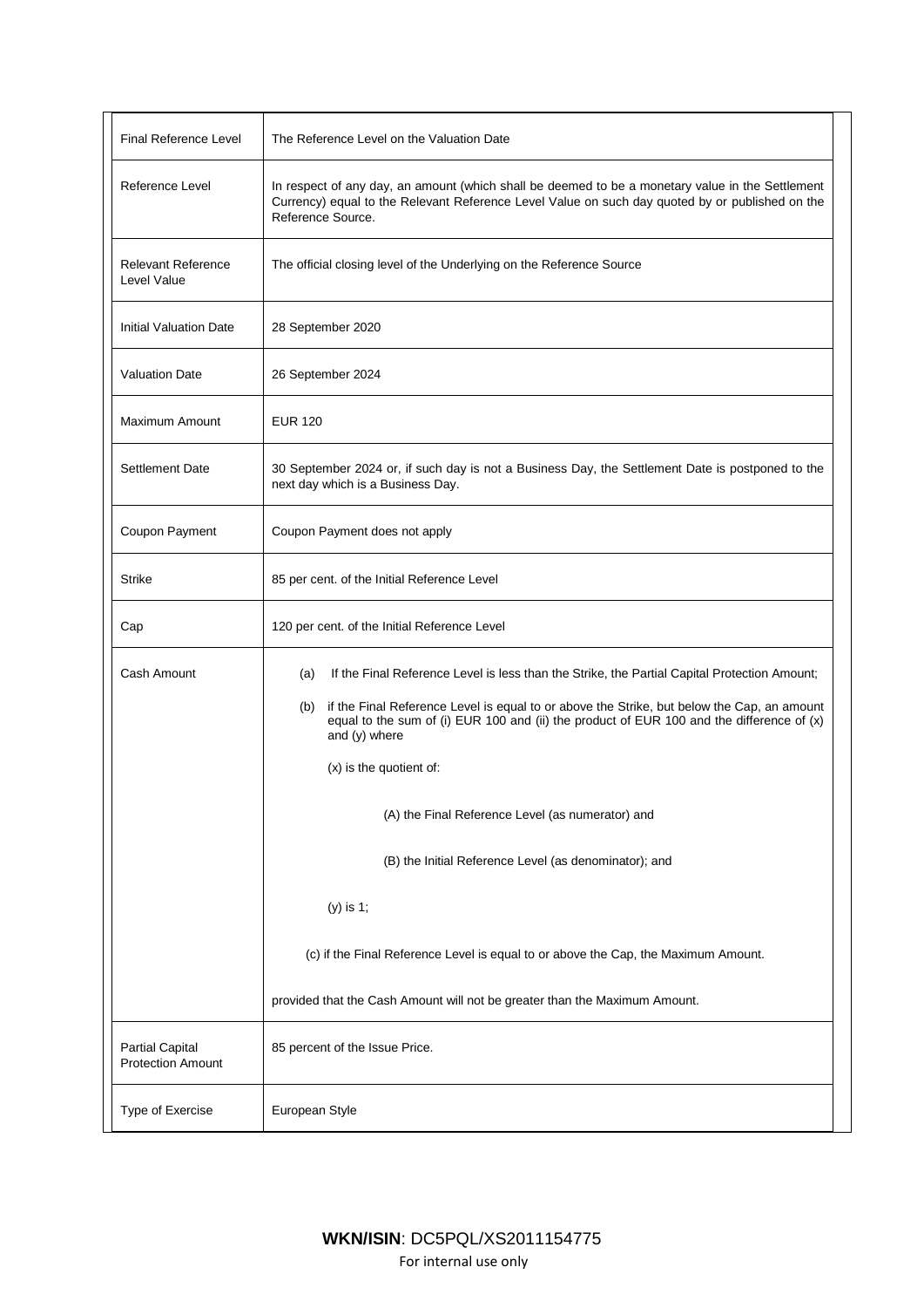| | |
|---|---|
| Final Reference Level | The Reference Level on the Valuation Date |
| Reference Level | In respect of any day, an amount (which shall be deemed to be a monetary value in the Settlement Currency) equal to the Relevant Reference Level Value on such day quoted by or published on the Reference Source. |
| Relevant Reference Level Value | The official closing level of the Underlying on the Reference Source |
| Initial Valuation Date | 28 September 2020 |
| Valuation Date | 26 September 2024 |
| Maximum Amount | EUR 120 |
| Settlement Date | 30 September 2024 or, if such day is not a Business Day, the Settlement Date is postponed to the next day which is a Business Day. |
| Coupon Payment | Coupon Payment does not apply |
| Strike | 85 per cent. of the Initial Reference Level |
| Cap | 120 per cent. of the Initial Reference Level |
| Cash Amount | (a) If the Final Reference Level is less than the Strike, the Partial Capital Protection Amount;<br><br>(b) if the Final Reference Level is equal to or above the Strike, but below the Cap, an amount equal to the sum of (i) EUR 100 and (ii) the product of EUR 100 and the difference of (x) and (y) where<br><br>(x) is the quotient of:<br><br>(A) the Final Reference Level (as numerator) and<br><br>(B) the Initial Reference Level (as denominator); and<br><br>(y) is 1;<br><br>(c) if the Final Reference Level is equal to or above the Cap, the Maximum Amount.<br><br>provided that the Cash Amount will not be greater than the Maximum Amount. |
| Partial Capital Protection Amount | 85 percent of the Issue Price. |
| Type of Exercise | European Style |

**WKN/ISIN**: DC5PQL/XS2011154775

For internal use only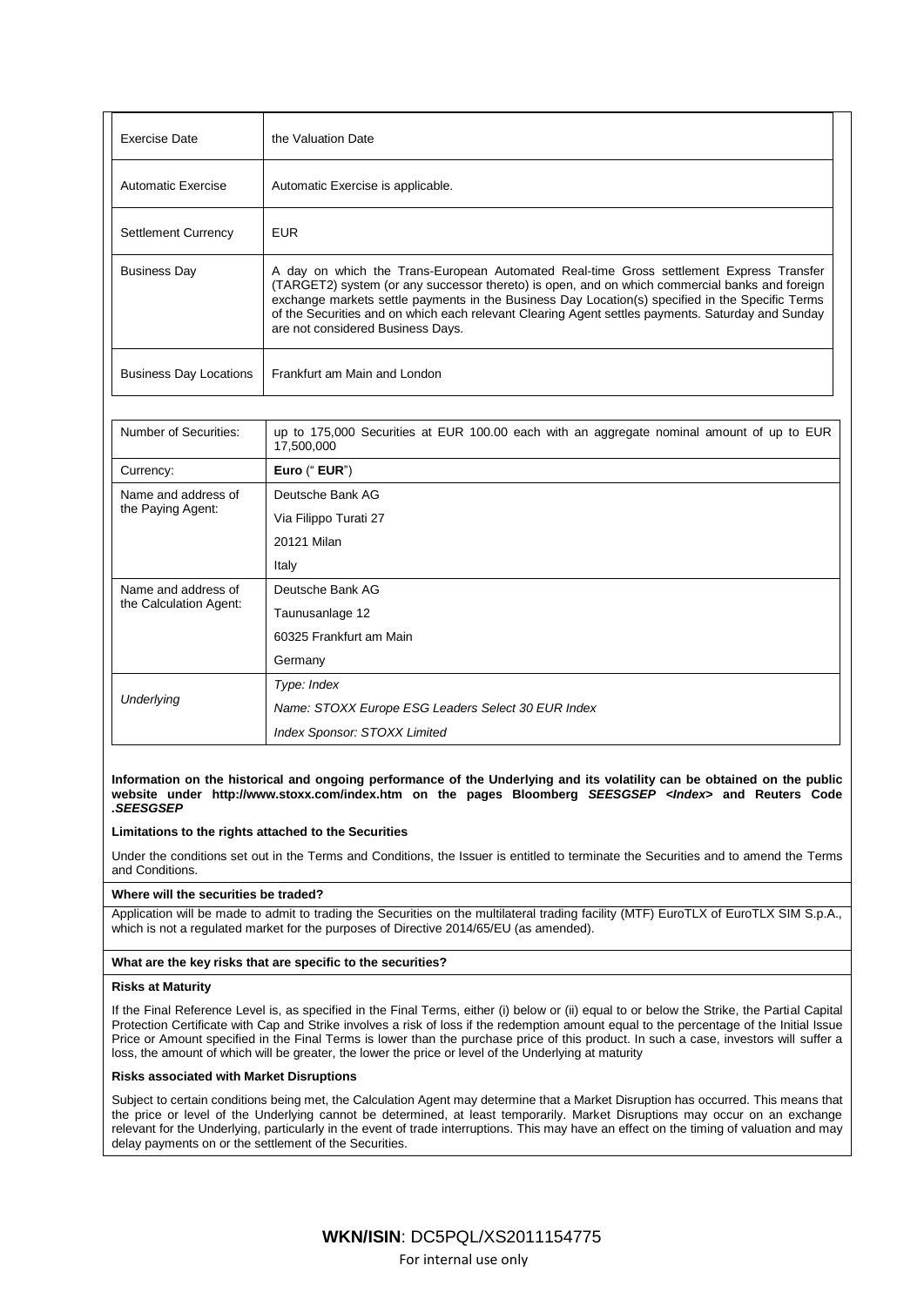| Exercise Date | the Valuation Date |
|---|---|
| Automatic Exercise | Automatic Exercise is applicable. |
| Settlement Currency | EUR |
| Business Day | A day on which the Trans-European Automated Real-time Gross settlement Express Transfer (TARGET2) system (or any successor thereto) is open, and on which commercial banks and foreign exchange markets settle payments in the Business Day Location(s) specified in the Specific Terms of the Securities and on which each relevant Clearing Agent settles payments. Saturday and Sunday are not considered Business Days. |
| Business Day Locations | Frankfurt am Main and London |

| Number of Securities: | up to 175,000 Securities at EUR 100.00 each with an aggregate nominal amount of up to EUR 17,500,000 |
|---|---|
| Currency: | **Euro** ("**EUR**") |
| Name and address of the Paying Agent: | Deutsche Bank AG<br>Via Filippo Turati 27<br>20121 Milan<br>Italy |
| Name and address of the Calculation Agent: | Deutsche Bank AG<br>Taunusanlage 12<br>60325 Frankfurt am Main<br>Germany |
| *Underlying* | *Type: Index*<br>*Name: STOXX Europe ESG Leaders Select 30 EUR Index*<br>*Index Sponsor: STOXX Limited* |

**Information on the historical and ongoing performance of the Underlying and its volatility can be obtained on the public website under http://www.stoxx.com/index.htm on the pages Bloomberg *SEESGSEP <Index>* and Reuters Code *.SEESGSEP***

**Limitations to the rights attached to the Securities**

Under the conditions set out in the Terms and Conditions, the Issuer is entitled to terminate the Securities and to amend the Terms and Conditions.

**Where will the securities be traded?**

Application will be made to admit to trading the Securities on the multilateral trading facility (MTF) EuroTLX of EuroTLX SIM S.p.A., which is not a regulated market for the purposes of Directive 2014/65/EU (as amended).

**What are the key risks that are specific to the securities?**

**Risks at Maturity**

If the Final Reference Level is, as specified in the Final Terms, either (i) below or (ii) equal to or below the Strike, the Partial Capital Protection Certificate with Cap and Strike involves a risk of loss if the redemption amount equal to the percentage of the Initial Issue Price or Amount specified in the Final Terms is lower than the purchase price of this product. In such a case, investors will suffer a loss, the amount of which will be greater, the lower the price or level of the Underlying at maturity

**Risks associated with Market Disruptions**

Subject to certain conditions being met, the Calculation Agent may determine that a Market Disruption has occurred. This means that the price or level of the Underlying cannot be determined, at least temporarily. Market Disruptions may occur on an exchange relevant for the Underlying, particularly in the event of trade interruptions. This may have an effect on the timing of valuation and may delay payments on or the settlement of the Securities.

**WKN/ISIN**: DC5PQL/XS2011154775

For internal use only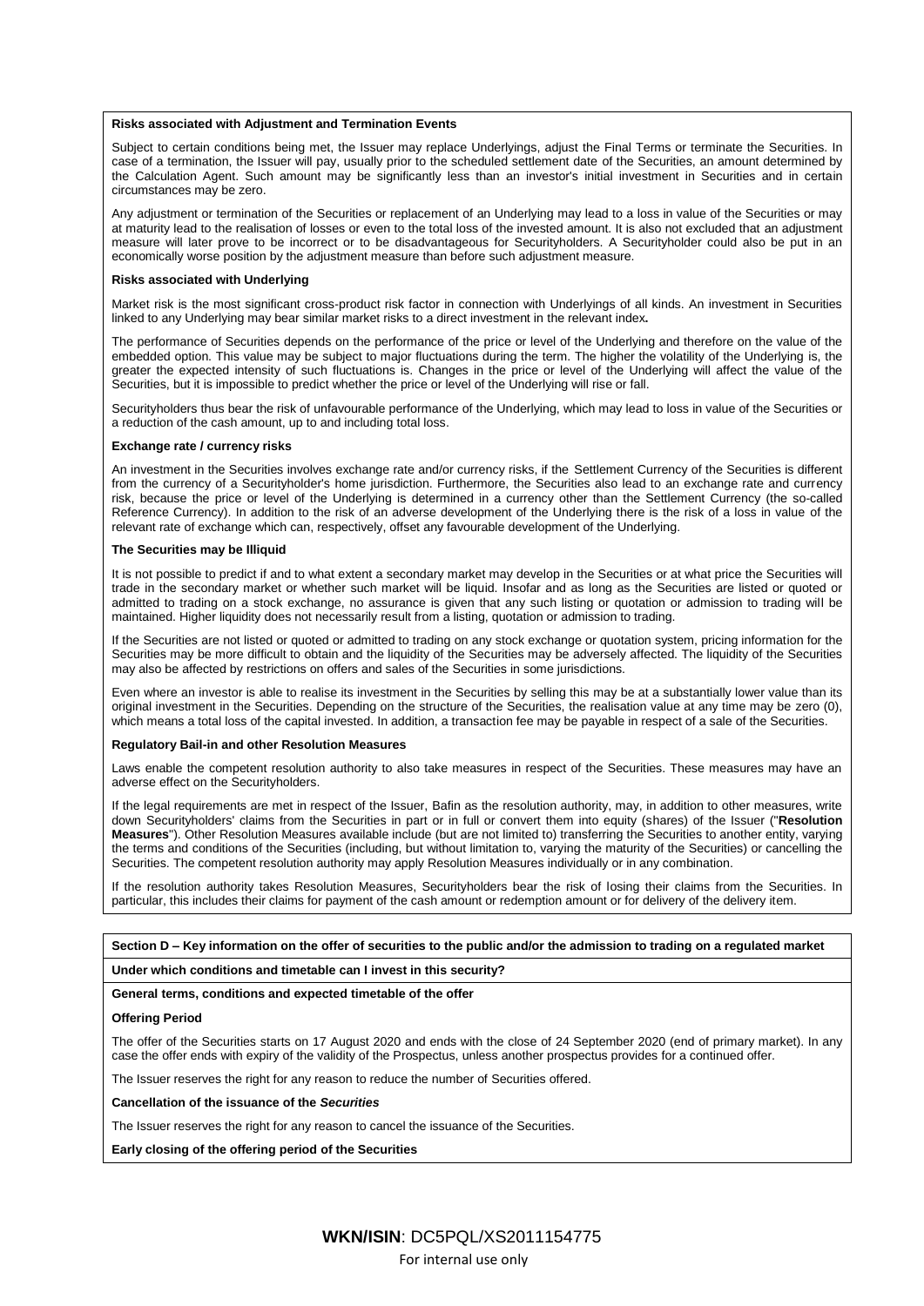**Risks associated with Adjustment and Termination Events**

Subject to certain conditions being met, the Issuer may replace Underlyings, adjust the Final Terms or terminate the Securities. In case of a termination, the Issuer will pay, usually prior to the scheduled settlement date of the Securities, an amount determined by the Calculation Agent. Such amount may be significantly less than an investor's initial investment in Securities and in certain circumstances may be zero.

Any adjustment or termination of the Securities or replacement of an Underlying may lead to a loss in value of the Securities or may at maturity lead to the realisation of losses or even to the total loss of the invested amount. It is also not excluded that an adjustment measure will later prove to be incorrect or to be disadvantageous for Securityholders. A Securityholder could also be put in an economically worse position by the adjustment measure than before such adjustment measure.

**Risks associated with Underlying**

Market risk is the most significant cross-product risk factor in connection with Underlyings of all kinds. An investment in Securities linked to any Underlying may bear similar market risks to a direct investment in the relevant index**.**

The performance of Securities depends on the performance of the price or level of the Underlying and therefore on the value of the embedded option. This value may be subject to major fluctuations during the term. The higher the volatility of the Underlying is, the greater the expected intensity of such fluctuations is. Changes in the price or level of the Underlying will affect the value of the Securities, but it is impossible to predict whether the price or level of the Underlying will rise or fall.

Securityholders thus bear the risk of unfavourable performance of the Underlying, which may lead to loss in value of the Securities or a reduction of the cash amount, up to and including total loss.

**Exchange rate / currency risks**

An investment in the Securities involves exchange rate and/or currency risks, if the Settlement Currency of the Securities is different from the currency of a Securityholder's home jurisdiction. Furthermore, the Securities also lead to an exchange rate and currency risk, because the price or level of the Underlying is determined in a currency other than the Settlement Currency (the so-called Reference Currency). In addition to the risk of an adverse development of the Underlying there is the risk of a loss in value of the relevant rate of exchange which can, respectively, offset any favourable development of the Underlying.

**The Securities may be Illiquid**

It is not possible to predict if and to what extent a secondary market may develop in the Securities or at what price the Securities will trade in the secondary market or whether such market will be liquid. Insofar and as long as the Securities are listed or quoted or admitted to trading on a stock exchange, no assurance is given that any such listing or quotation or admission to trading will be maintained. Higher liquidity does not necessarily result from a listing, quotation or admission to trading.

If the Securities are not listed or quoted or admitted to trading on any stock exchange or quotation system, pricing information for the Securities may be more difficult to obtain and the liquidity of the Securities may be adversely affected. The liquidity of the Securities may also be affected by restrictions on offers and sales of the Securities in some jurisdictions.

Even where an investor is able to realise its investment in the Securities by selling this may be at a substantially lower value than its original investment in the Securities. Depending on the structure of the Securities, the realisation value at any time may be zero (0), which means a total loss of the capital invested. In addition, a transaction fee may be payable in respect of a sale of the Securities.

**Regulatory Bail-in and other Resolution Measures**

Laws enable the competent resolution authority to also take measures in respect of the Securities. These measures may have an adverse effect on the Securityholders.

If the legal requirements are met in respect of the Issuer, Bafin as the resolution authority, may, in addition to other measures, write down Securityholders' claims from the Securities in part or in full or convert them into equity (shares) of the Issuer ("**Resolution Measures**"). Other Resolution Measures available include (but are not limited to) transferring the Securities to another entity, varying the terms and conditions of the Securities (including, but without limitation to, varying the maturity of the Securities) or cancelling the Securities. The competent resolution authority may apply Resolution Measures individually or in any combination.

If the resolution authority takes Resolution Measures, Securityholders bear the risk of losing their claims from the Securities. In particular, this includes their claims for payment of the cash amount or redemption amount or for delivery of the delivery item.

**Section D – Key information on the offer of securities to the public and/or the admission to trading on a regulated market**

**Under which conditions and timetable can I invest in this security?**

**General terms, conditions and expected timetable of the offer**

**Offering Period**

The offer of the Securities starts on 17 August 2020 and ends with the close of 24 September 2020 (end of primary market). In any case the offer ends with expiry of the validity of the Prospectus, unless another prospectus provides for a continued offer.

The Issuer reserves the right for any reason to reduce the number of Securities offered.

**Cancellation of the issuance of the *Securities***

The Issuer reserves the right for any reason to cancel the issuance of the Securities.

**Early closing of the offering period of the Securities**

**WKN/ISIN**: DC5PQL/XS2011154775

For internal use only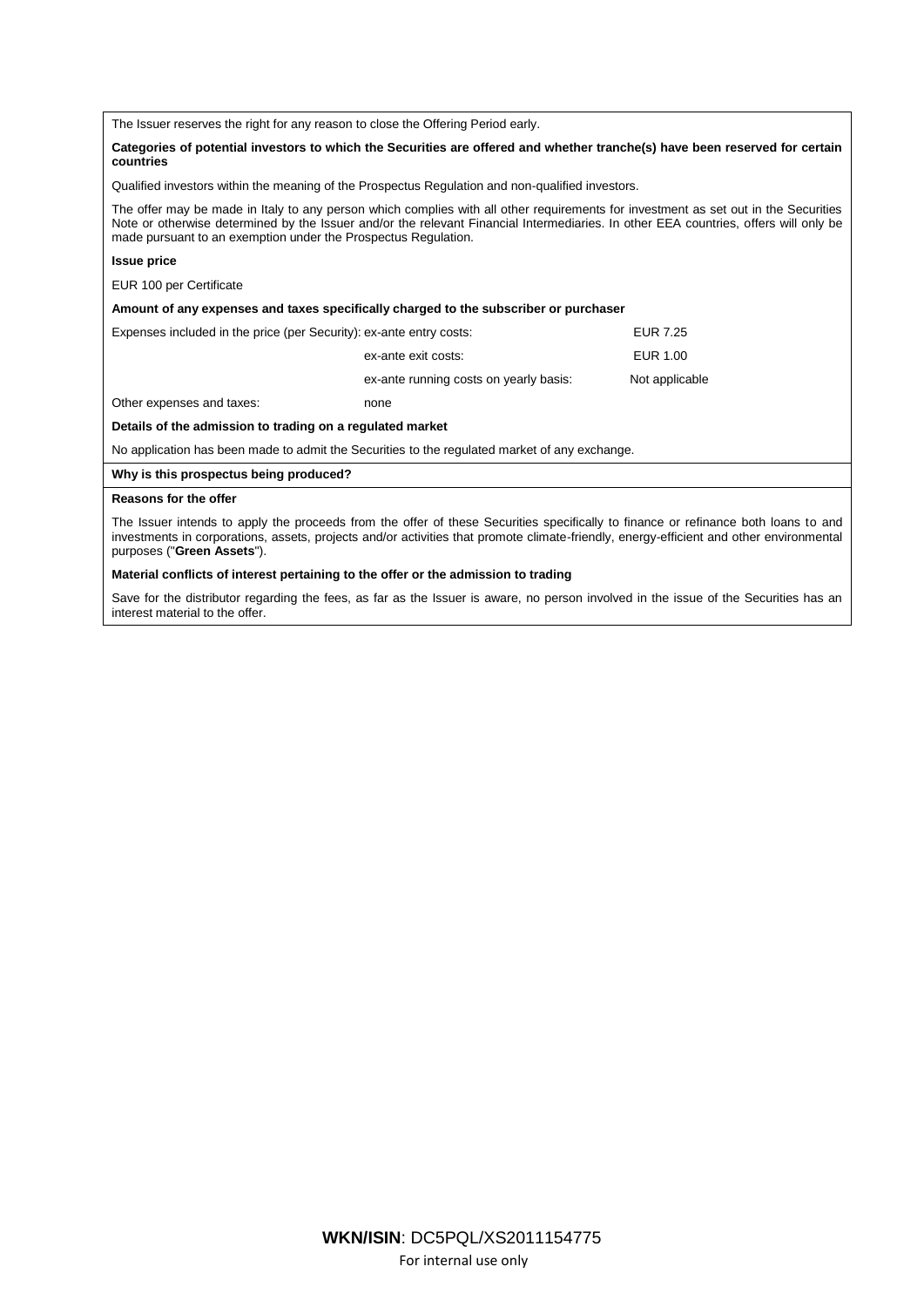The Issuer reserves the right for any reason to close the Offering Period early.

**Categories of potential investors to which the Securities are offered and whether tranche(s) have been reserved for certain countries**

Qualified investors within the meaning of the Prospectus Regulation and non-qualified investors.

The offer may be made in Italy to any person which complies with all other requirements for investment as set out in the Securities Note or otherwise determined by the Issuer and/or the relevant Financial Intermediaries. In other EEA countries, offers will only be made pursuant to an exemption under the Prospectus Regulation.

**Issue price**

EUR 100 per Certificate

**Amount of any expenses and taxes specifically charged to the subscriber or purchaser**

| | | |
|---|---|---|
| Expenses included in the price (per Security): | ex-ante entry costs: | EUR 7.25 |
| | ex-ante exit costs: | EUR 1.00 |
| | ex-ante running costs on yearly basis: | Not applicable |
| Other expenses and taxes: | none | |

**Details of the admission to trading on a regulated market**

No application has been made to admit the Securities to the regulated market of any exchange.

**Why is this prospectus being produced?**

**Reasons for the offer**

The Issuer intends to apply the proceeds from the offer of these Securities specifically to finance or refinance both loans to and investments in corporations, assets, projects and/or activities that promote climate-friendly, energy-efficient and other environmental purposes ("**Green Assets**").

**Material conflicts of interest pertaining to the offer or the admission to trading**

Save for the distributor regarding the fees, as far as the Issuer is aware, no person involved in the issue of the Securities has an interest material to the offer.

**WKN/ISIN**: DC5PQL/XS2011154775

For internal use only